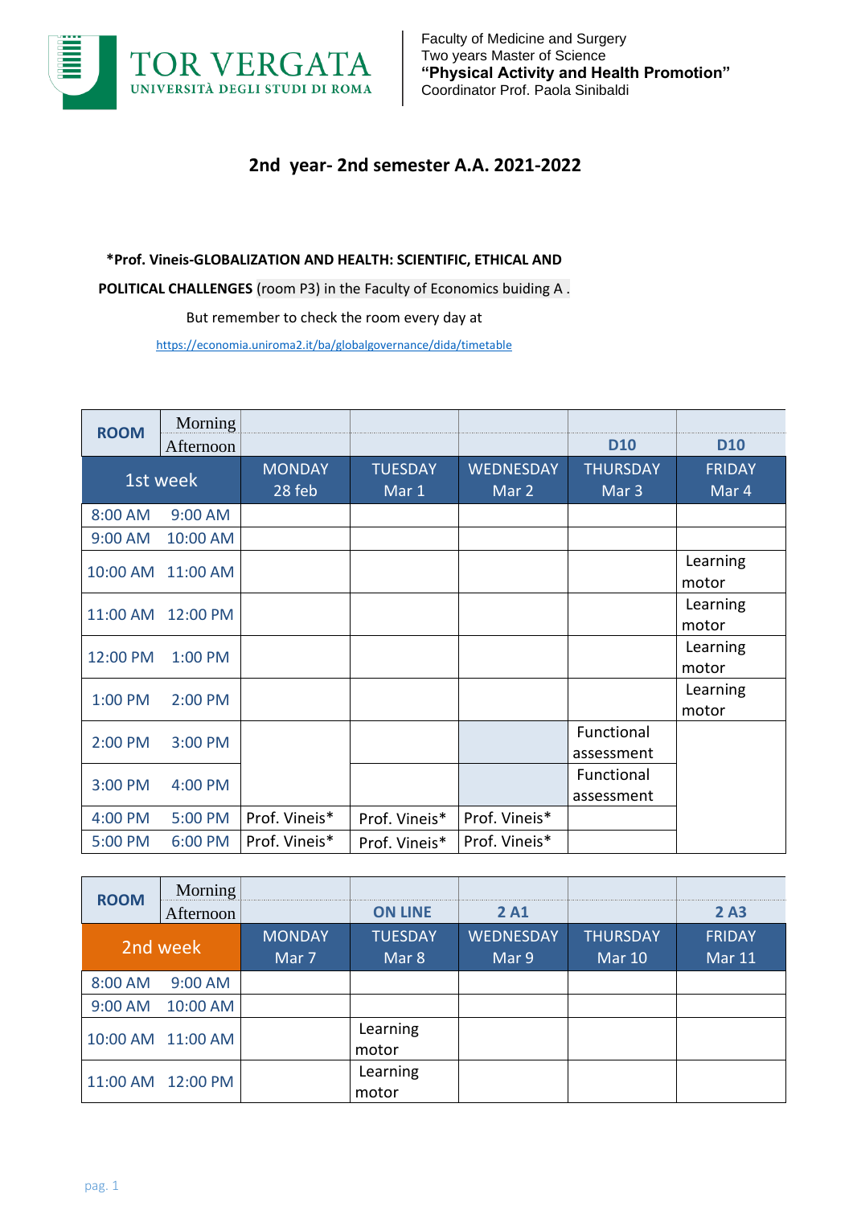TOR VERGATA
UNIVERSITÀ DEGLI STUDI DI ROMA

Faculty of Medicine and Surgery
Two years Master of Science
**“Physical Activity and Health Promotion”**
Coordinator Prof. Paola Sinibaldi

## 2nd year- 2nd semester A.A. 2021-2022

**\*Prof. Vineis-GLOBALIZATION AND HEALTH: SCIENTIFIC, ETHICAL AND POLITICAL CHALLENGES** (room P3) in the Faculty of Economics buiding A .

But remember to check the room every day at

https://economia.uniroma2.it/ba/globalgovernance/dida/timetable

| ROOM | Morning / Afternoon | | | | D10 | D10 |
|---|---|---|---|---|---|---|
| 1st week | | MONDAY 28 feb | TUESDAY Mar 1 | WEDNESDAY Mar 2 | THURSDAY Mar 3 | FRIDAY Mar 4 |
| 8:00 AM | 9:00 AM | | | | | |
| 9:00 AM | 10:00 AM | | | | | |
| 10:00 AM | 11:00 AM | | | | | Learning motor |
| 11:00 AM | 12:00 PM | | | | | Learning motor |
| 12:00 PM | 1:00 PM | | | | | Learning motor |
| 1:00 PM | 2:00 PM | | | | | Learning motor |
| 2:00 PM | 3:00 PM | | | | Functional assessment | |
| 3:00 PM | 4:00 PM | | | | Functional assessment | |
| 4:00 PM | 5:00 PM | Prof. Vineis* | Prof. Vineis* | Prof. Vineis* | | |
| 5:00 PM | 6:00 PM | Prof. Vineis* | Prof. Vineis* | Prof. Vineis* | | |

| ROOM | Morning / Afternoon | | ON LINE | 2 A1 | | 2 A3 |
|---|---|---|---|---|---|---|
| 2nd week | | MONDAY Mar 7 | TUESDAY Mar 8 | WEDNESDAY Mar 9 | THURSDAY Mar 10 | FRIDAY Mar 11 |
| 8:00 AM | 9:00 AM | | | | | |
| 9:00 AM | 10:00 AM | | | | | |
| 10:00 AM | 11:00 AM | | Learning motor | | | |
| 11:00 AM | 12:00 PM | | Learning motor | | | |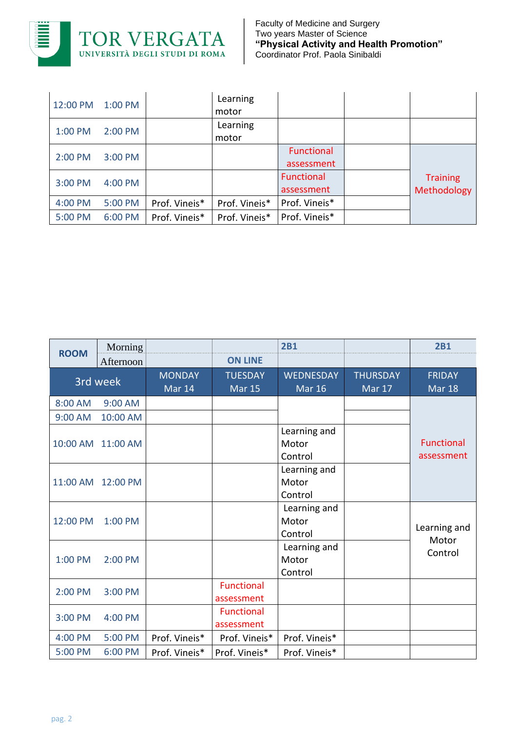| | | | | | | |
|---|---|---|---|---|---|---|
| 12:00 PM | 1:00 PM | | Learning motor | | | |
| 1:00 PM | 2:00 PM | | Learning motor | | | |
| 2:00 PM | 3:00 PM | | | Functional assessment | | Training Methodology |
| 3:00 PM | 4:00 PM | | | Functional assessment | | |
| 4:00 PM | 5:00 PM | Prof. Vineis* | Prof. Vineis* | Prof. Vineis* | | |
| 5:00 PM | 6:00 PM | Prof. Vineis* | Prof. Vineis* | Prof. Vineis* | | |

| ROOM | Morning / Afternoon | | ON LINE | 2B1 | | 2B1 |
|---|---|---|---|---|---|---|
| 3rd week | | MONDAY Mar 14 | TUESDAY Mar 15 | WEDNESDAY Mar 16 | THURSDAY Mar 17 | FRIDAY Mar 18 |
| 8:00 AM | 9:00 AM | | | | | Functional assessment |
| 9:00 AM | 10:00 AM | | | | | |
| 10:00 AM | 11:00 AM | | | Learning and Motor Control | | |
| 11:00 AM | 12:00 PM | | | Learning and Motor Control | | |
| 12:00 PM | 1:00 PM | | | Learning and Motor Control | | Learning and Motor Control |
| 1:00 PM | 2:00 PM | | | Learning and Motor Control | | |
| 2:00 PM | 3:00 PM | | Functional assessment | | | |
| 3:00 PM | 4:00 PM | | Functional assessment | | | |
| 4:00 PM | 5:00 PM | Prof. Vineis* | Prof. Vineis* | Prof. Vineis* | | |
| 5:00 PM | 6:00 PM | Prof. Vineis* | Prof. Vineis* | Prof. Vineis* | | |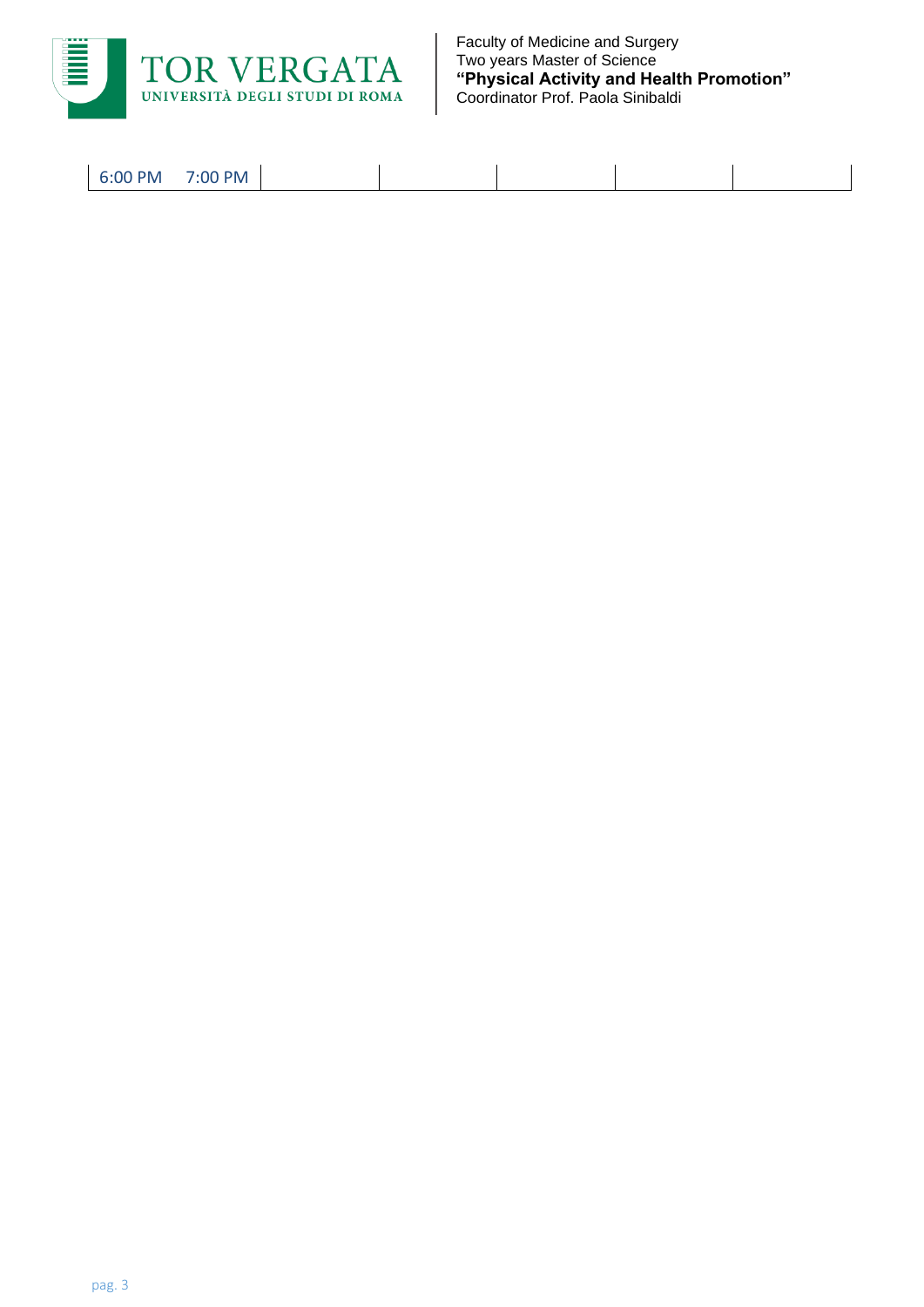| 6:00 PM | 7:00 PM | | | | | |
|---|---|---|---|---|---|---|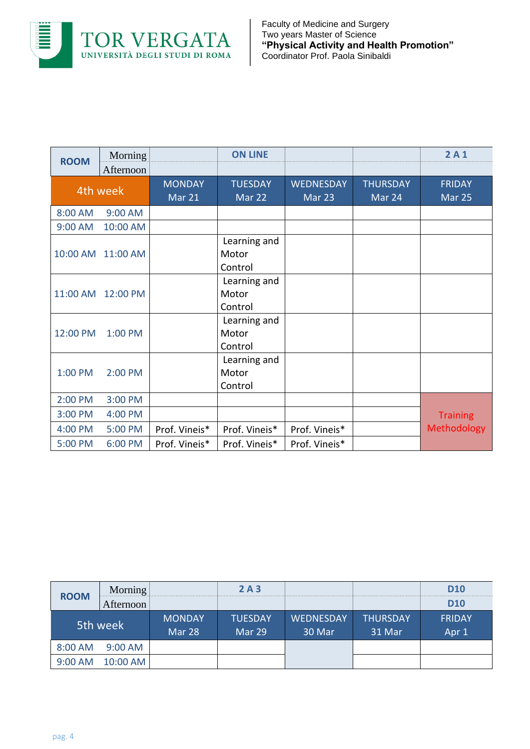Faculty of Medicine and Surgery
Two years Master of Science
**"Physical Activity and Health Promotion"**
Coordinator Prof. Paola Sinibaldi

| ROOM | Morning / Afternoon | | ON LINE | | | 2 A 1 |
|---|---|---|---|---|---|---|
| 4th week | | MONDAY Mar 21 | TUESDAY Mar 22 | WEDNESDAY Mar 23 | THURSDAY Mar 24 | FRIDAY Mar 25 |
| 8:00 AM | 9:00 AM | | | | | |
| 9:00 AM | 10:00 AM | | | | | |
| 10:00 AM | 11:00 AM | | Learning and Motor Control | | | |
| 11:00 AM | 12:00 PM | | Learning and Motor Control | | | |
| 12:00 PM | 1:00 PM | | Learning and Motor Control | | | |
| 1:00 PM | 2:00 PM | | Learning and Motor Control | | | |
| 2:00 PM | 3:00 PM | | | | | Training Methodology |
| 3:00 PM | 4:00 PM | | | | | Training Methodology |
| 4:00 PM | 5:00 PM | Prof. Vineis* | Prof. Vineis* | Prof. Vineis* | | Training Methodology |
| 5:00 PM | 6:00 PM | Prof. Vineis* | Prof. Vineis* | Prof. Vineis* | | Training Methodology |

| ROOM | Morning / Afternoon | | 2 A 3 | | | D10 / D10 |
|---|---|---|---|---|---|---|
| 5th week | | MONDAY Mar 28 | TUESDAY Mar 29 | WEDNESDAY 30 Mar | THURSDAY 31 Mar | FRIDAY Apr 1 |
| 8:00 AM | 9:00 AM | | | | | |
| 9:00 AM | 10:00 AM | | | | | |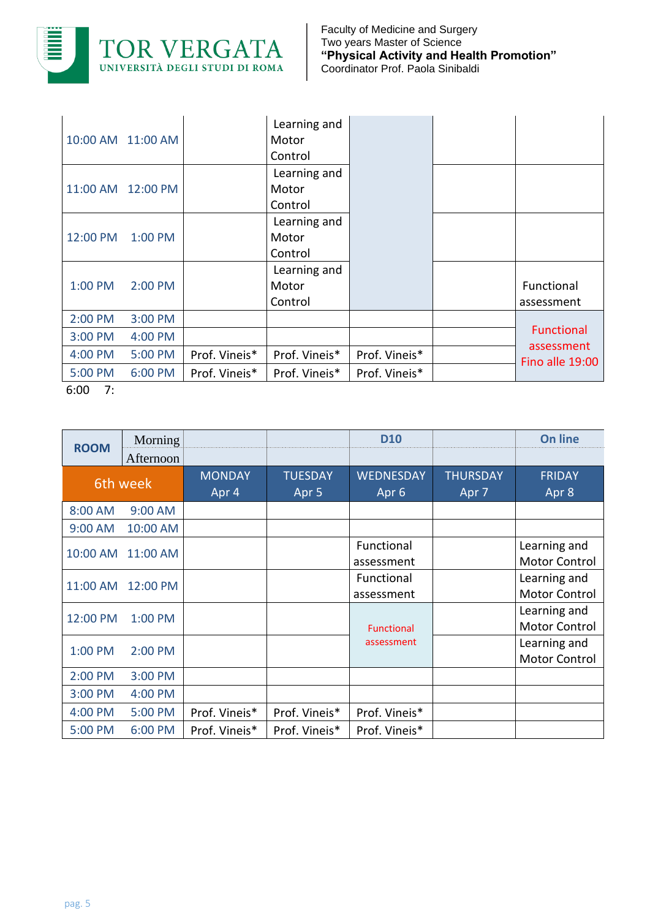| | | | | | | |
|---|---|---|---|---|---|---|
| 10:00 AM | 11:00 AM | | Learning and Motor Control | | | |
| 11:00 AM | 12:00 PM | | Learning and Motor Control | | | |
| 12:00 PM | 1:00 PM | | Learning and Motor Control | | | |
| 1:00 PM | 2:00 PM | | Learning and Motor Control | | | Functional assessment |
| 2:00 PM | 3:00 PM | | | | | Functional assessment Fino alle 19:00 |
| 3:00 PM | 4:00 PM | | | | | |
| 4:00 PM | 5:00 PM | Prof. Vineis* | Prof. Vineis* | Prof. Vineis* | | |
| 5:00 PM | 6:00 PM | Prof. Vineis* | Prof. Vineis* | Prof. Vineis* | | |
| 6:00 | 7: | | | | | |

| ROOM | Morning / Afternoon | | | D10 | | On line |
|---|---|---|---|---|---|---|
| 6th week | | MONDAY Apr 4 | TUESDAY Apr 5 | WEDNESDAY Apr 6 | THURSDAY Apr 7 | FRIDAY Apr 8 |
| 8:00 AM | 9:00 AM | | | | | |
| 9:00 AM | 10:00 AM | | | | | |
| 10:00 AM | 11:00 AM | | | Functional assessment | | Learning and Motor Control |
| 11:00 AM | 12:00 PM | | | Functional assessment | | Learning and Motor Control |
| 12:00 PM | 1:00 PM | | | Functional assessment | | Learning and Motor Control |
| 1:00 PM | 2:00 PM | | | | | Learning and Motor Control |
| 2:00 PM | 3:00 PM | | | | | |
| 3:00 PM | 4:00 PM | | | | | |
| 4:00 PM | 5:00 PM | Prof. Vineis* | Prof. Vineis* | Prof. Vineis* | | |
| 5:00 PM | 6:00 PM | Prof. Vineis* | Prof. Vineis* | Prof. Vineis* | | |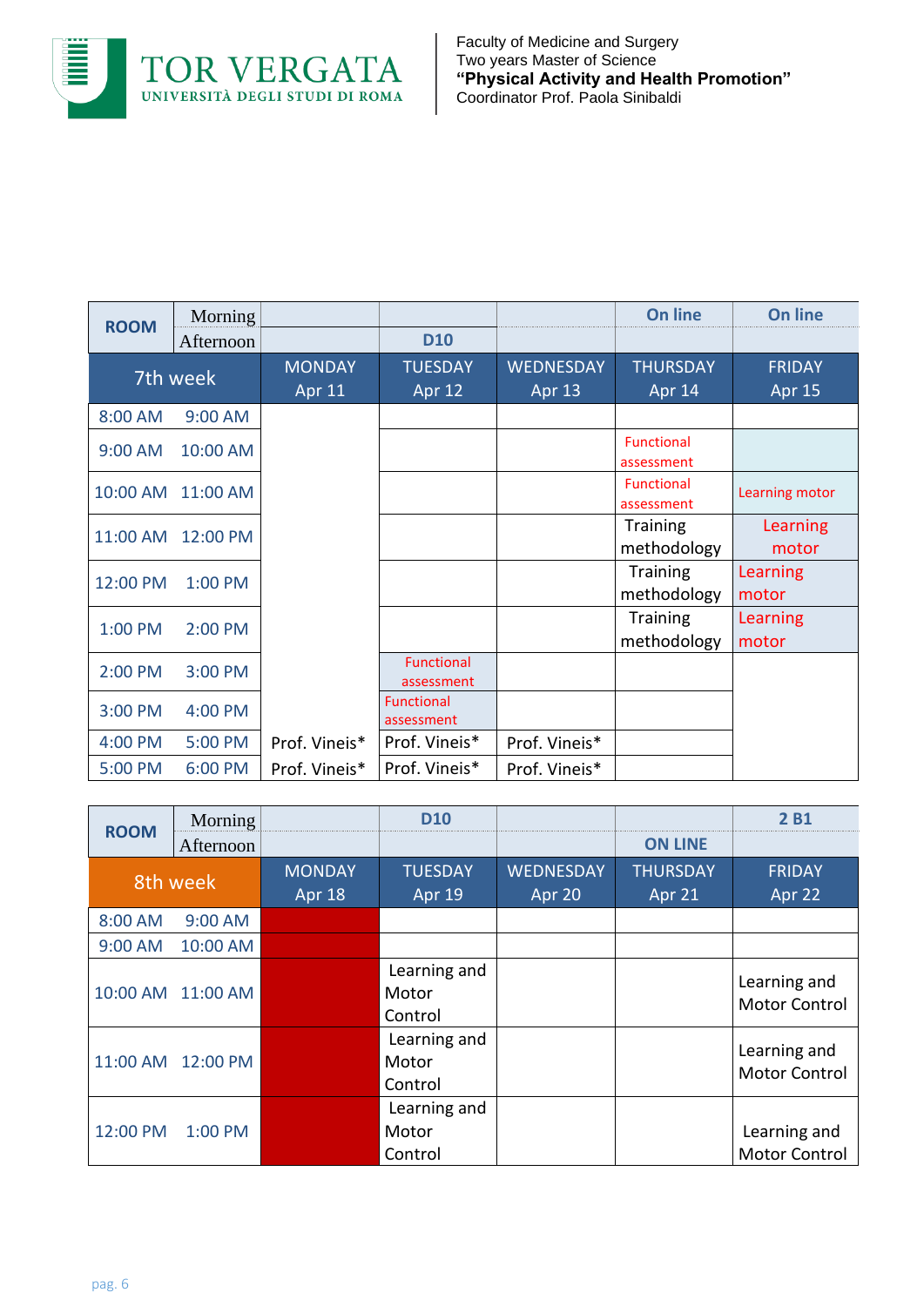| ROOM | Morning | | | | On line | On line |
|---|---|---|---|---|---|---|
| | Afternoon | | D10 | | | |
| 7th week | | MONDAY Apr 11 | TUESDAY Apr 12 | WEDNESDAY Apr 13 | THURSDAY Apr 14 | FRIDAY Apr 15 |
| 8:00 AM | 9:00 AM | | | | | |
| 9:00 AM | 10:00 AM | | | | Functional assessment | |
| 10:00 AM | 11:00 AM | | | | Functional assessment | Learning motor |
| 11:00 AM | 12:00 PM | | | | Training methodology | Learning motor |
| 12:00 PM | 1:00 PM | | | | Training methodology | Learning motor |
| 1:00 PM | 2:00 PM | | | | Training methodology | Learning motor |
| 2:00 PM | 3:00 PM | | Functional assessment | | | |
| 3:00 PM | 4:00 PM | | Functional assessment | | | |
| 4:00 PM | 5:00 PM | Prof. Vineis* | Prof. Vineis* | Prof. Vineis* | | |
| 5:00 PM | 6:00 PM | Prof. Vineis* | Prof. Vineis* | Prof. Vineis* | | |

| ROOM | Morning | | D10 | | | 2 B1 |
|---|---|---|---|---|---|---|
| | Afternoon | | | | ON LINE | |
| 8th week | | MONDAY Apr 18 | TUESDAY Apr 19 | WEDNESDAY Apr 20 | THURSDAY Apr 21 | FRIDAY Apr 22 |
| 8:00 AM | 9:00 AM | | | | | |
| 9:00 AM | 10:00 AM | | | | | |
| 10:00 AM | 11:00 AM | | Learning and Motor Control | | | Learning and Motor Control |
| 11:00 AM | 12:00 PM | | Learning and Motor Control | | | Learning and Motor Control |
| 12:00 PM | 1:00 PM | | Learning and Motor Control | | | Learning and Motor Control |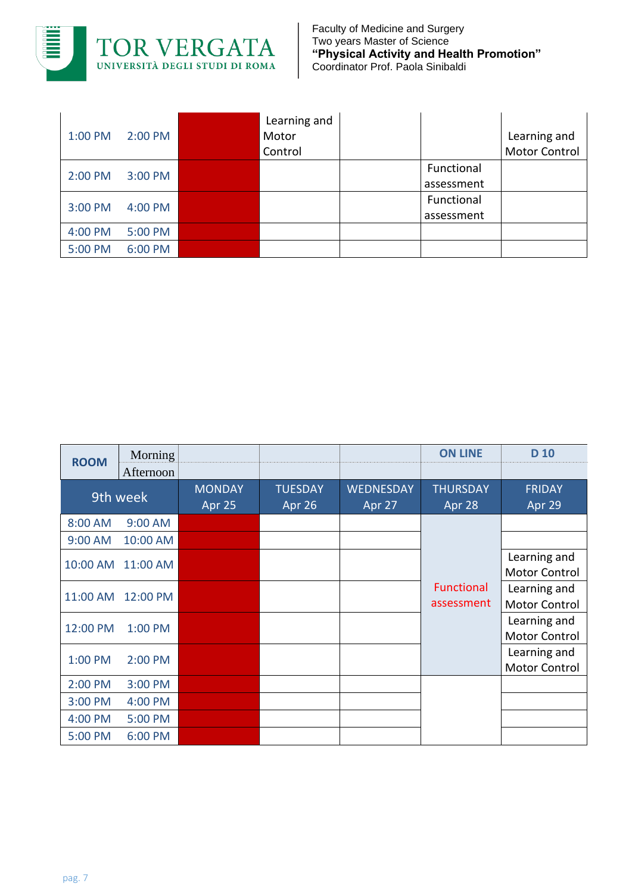| | | | | | | |
|---|---|---|---|---|---|---|
| 1:00 PM | 2:00 PM | | Learning and Motor Control | | | Learning and Motor Control |
| 2:00 PM | 3:00 PM | | | | Functional assessment | |
| 3:00 PM | 4:00 PM | | | | Functional assessment | |
| 4:00 PM | 5:00 PM | | | | | |
| 5:00 PM | 6:00 PM | | | | | |

| ROOM | Morning / Afternoon | | | | ON LINE | D 10 |
|---|---|---|---|---|---|---|
| **9th week** | | MONDAY Apr 25 | TUESDAY Apr 26 | WEDNESDAY Apr 27 | THURSDAY Apr 28 | FRIDAY Apr 29 |
| 8:00 AM | 9:00 AM | | | | Functional assessment | |
| 9:00 AM | 10:00 AM | | | | | |
| 10:00 AM | 11:00 AM | | | | | Learning and Motor Control |
| 11:00 AM | 12:00 PM | | | | | Learning and Motor Control |
| 12:00 PM | 1:00 PM | | | | | Learning and Motor Control |
| 1:00 PM | 2:00 PM | | | | | Learning and Motor Control |
| 2:00 PM | 3:00 PM | | | | | |
| 3:00 PM | 4:00 PM | | | | | |
| 4:00 PM | 5:00 PM | | | | | |
| 5:00 PM | 6:00 PM | | | | | |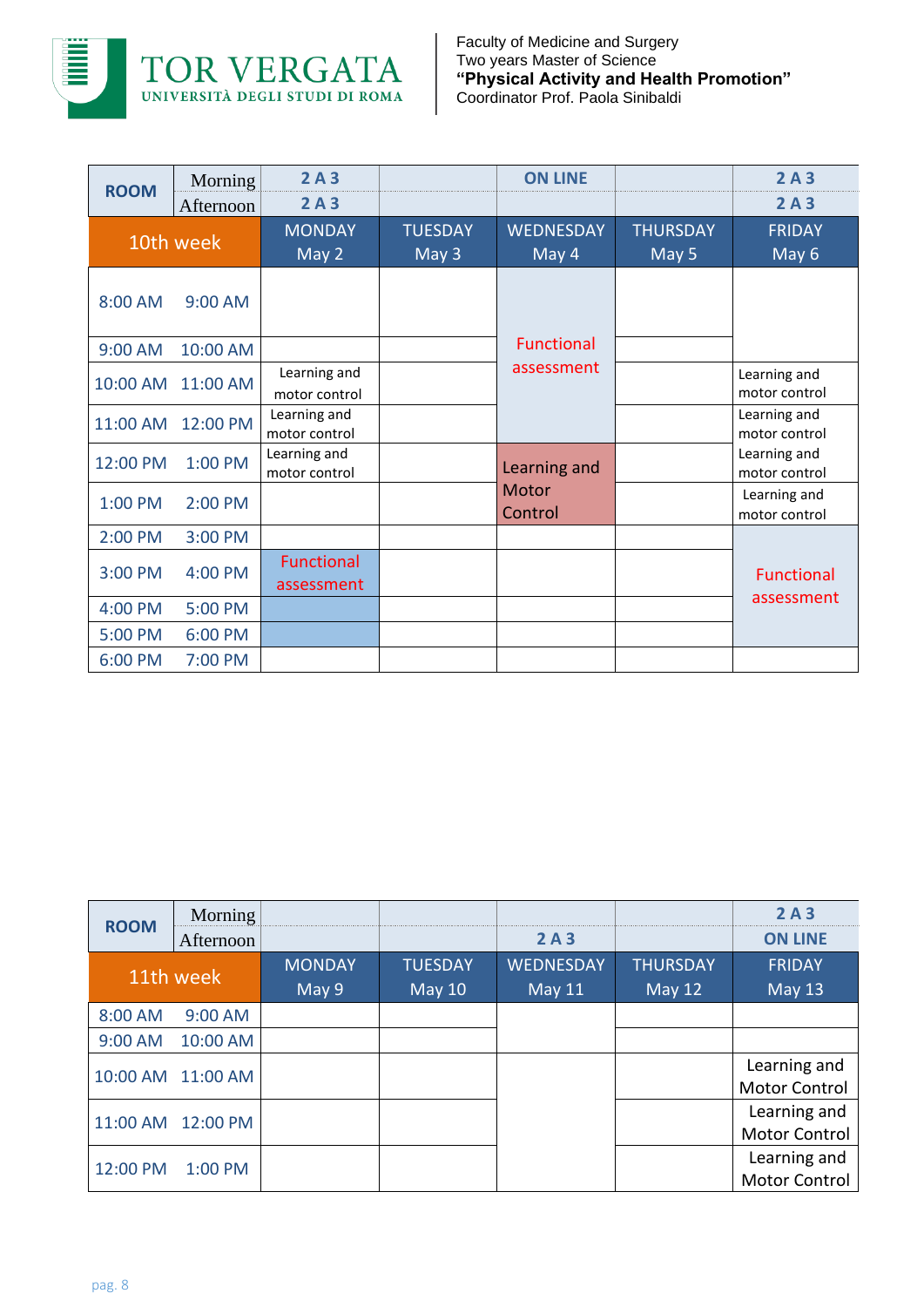Faculty of Medicine and Surgery
Two years Master of Science
**"Physical Activity and Health Promotion"**
Coordinator Prof. Paola Sinibaldi

| ROOM | | 2 A 3 / 2 A 3 | | ON LINE | | 2 A 3 / 2 A 3 |
|---|---|---|---|---|---|---|
| **10th week** | | **MONDAY May 2** | **TUESDAY May 3** | **WEDNESDAY May 4** | **THURSDAY May 5** | **FRIDAY May 6** |
| 8:00 AM | 9:00 AM | | | Functional assessment | | |
| 9:00 AM | 10:00 AM | | | Functional assessment | | |
| 10:00 AM | 11:00 AM | Learning and motor control | | Functional assessment | | Learning and motor control |
| 11:00 AM | 12:00 PM | Learning and motor control | | Functional assessment | | Learning and motor control |
| 12:00 PM | 1:00 PM | Learning and motor control | | Learning and Motor Control | | Learning and motor control |
| 1:00 PM | 2:00 PM | | | Learning and Motor Control | | Learning and motor control |
| 2:00 PM | 3:00 PM | | | | | Functional assessment |
| 3:00 PM | 4:00 PM | Functional assessment | | | | Functional assessment |
| 4:00 PM | 5:00 PM | Functional assessment | | | | Functional assessment |
| 5:00 PM | 6:00 PM | Functional assessment | | | | Functional assessment |
| 6:00 PM | 7:00 PM | | | | | |

| ROOM | | | | 2 A 3 (Afternoon) | | 2 A 3 / ON LINE |
|---|---|---|---|---|---|---|
| **11th week** | | **MONDAY May 9** | **TUESDAY May 10** | **WEDNESDAY May 11** | **THURSDAY May 12** | **FRIDAY May 13** |
| 8:00 AM | 9:00 AM | | | | | |
| 9:00 AM | 10:00 AM | | | | | |
| 10:00 AM | 11:00 AM | | | | | Learning and Motor Control |
| 11:00 AM | 12:00 PM | | | | | Learning and Motor Control |
| 12:00 PM | 1:00 PM | | | | | Learning and Motor Control |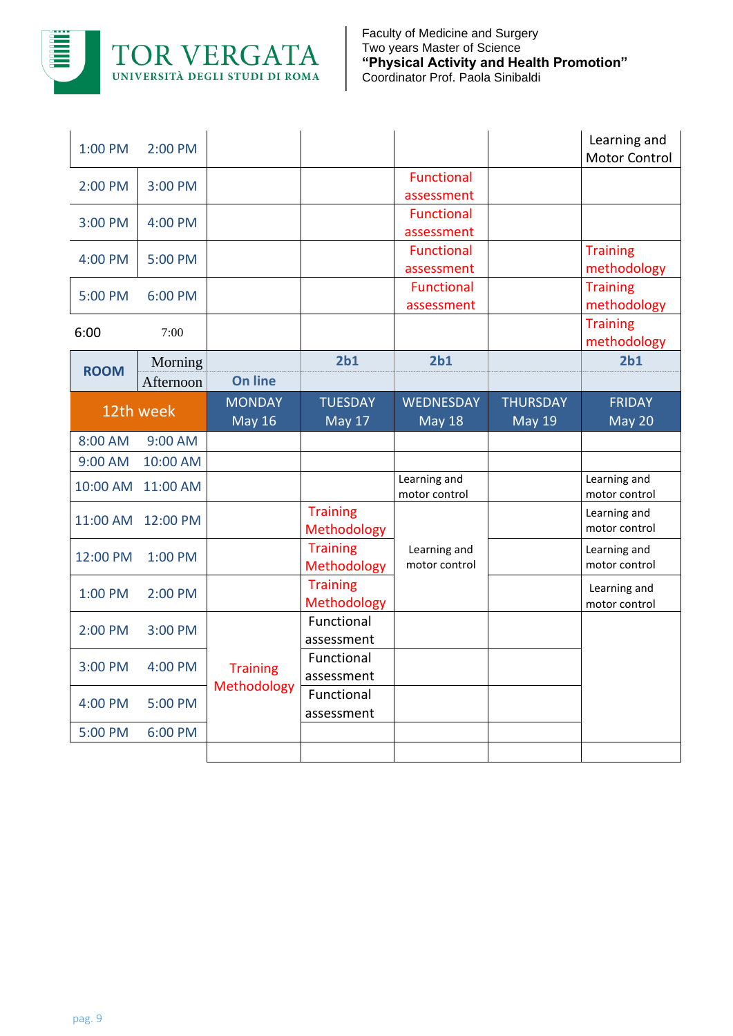Faculty of Medicine and Surgery
Two years Master of Science
**"Physical Activity and Health Promotion"**
Coordinator Prof. Paola Sinibaldi

| | | | | | | |
|---|---|---|---|---|---|---|
| 1:00 PM | 2:00 PM | | | | | Learning and Motor Control |
| 2:00 PM | 3:00 PM | | | Functional assessment | | |
| 3:00 PM | 4:00 PM | | | Functional assessment | | |
| 4:00 PM | 5:00 PM | | | Functional assessment | | Training methodology |
| 5:00 PM | 6:00 PM | | | Functional assessment | | Training methodology |
| 6:00 | 7:00 | | | | | Training methodology |
| ROOM | Morning | | 2b1 | 2b1 | | 2b1 |
| | Afternoon | On line | | | | |

| 12th week | | MONDAY May 16 | TUESDAY May 17 | WEDNESDAY May 18 | THURSDAY May 19 | FRIDAY May 20 |
|---|---|---|---|---|---|---|
| 8:00 AM | 9:00 AM | | | | | |
| 9:00 AM | 10:00 AM | | | | | |
| 10:00 AM | 11:00 AM | | | Learning and motor control | | Learning and motor control |
| 11:00 AM | 12:00 PM | | Training Methodology | Learning and motor control | | Learning and motor control |
| 12:00 PM | 1:00 PM | | Training Methodology | Learning and motor control | | Learning and motor control |
| 1:00 PM | 2:00 PM | | Training Methodology | Learning and motor control | | Learning and motor control |
| 2:00 PM | 3:00 PM | Training Methodology | Functional assessment | | | |
| 3:00 PM | 4:00 PM | Training Methodology | Functional assessment | | | |
| 4:00 PM | 5:00 PM | Training Methodology | Functional assessment | | | |
| 5:00 PM | 6:00 PM | Training Methodology | | | | |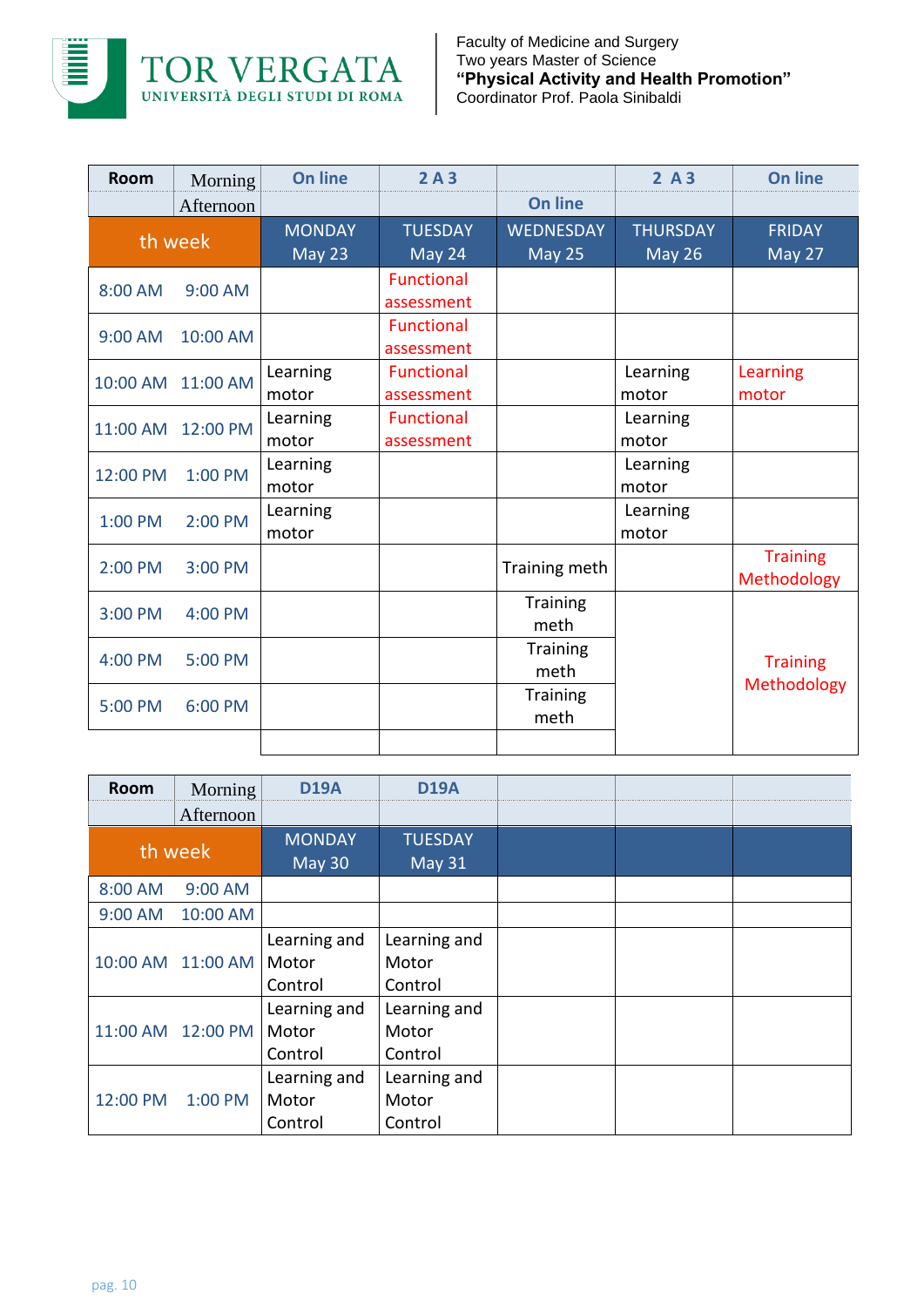TOR VERGATA
UNIVERSITÀ DEGLI STUDI DI ROMA

Faculty of Medicine and Surgery
Two years Master of Science
**“Physical Activity and Health Promotion”**
Coordinator Prof. Paola Sinibaldi

| Room | Morning / Afternoon | On line | 2 A 3 | On line | 2 A 3 | On line |
|---|---|---|---|---|---|---|
| th week | | MONDAY May 23 | TUESDAY May 24 | WEDNESDAY May 25 | THURSDAY May 26 | FRIDAY May 27 |
| 8:00 AM | 9:00 AM | | Functional assessment | | | |
| 9:00 AM | 10:00 AM | | Functional assessment | | | |
| 10:00 AM | 11:00 AM | Learning motor | Functional assessment | | Learning motor | Learning motor |
| 11:00 AM | 12:00 PM | Learning motor | Functional assessment | | Learning motor | |
| 12:00 PM | 1:00 PM | Learning motor | | | Learning motor | |
| 1:00 PM | 2:00 PM | Learning motor | | | Learning motor | |
| 2:00 PM | 3:00 PM | | | Training meth | | Training Methodology |
| 3:00 PM | 4:00 PM | | | Training meth | | Training Methodology |
| 4:00 PM | 5:00 PM | | | Training meth | | |
| 5:00 PM | 6:00 PM | | | Training meth | | |

| Room | Morning / Afternoon | D19A | D19A | | | |
|---|---|---|---|---|---|---|
| th week | | MONDAY May 30 | TUESDAY May 31 | | | |
| 8:00 AM | 9:00 AM | | | | | |
| 9:00 AM | 10:00 AM | | | | | |
| 10:00 AM | 11:00 AM | Learning and Motor Control | Learning and Motor Control | | | |
| 11:00 AM | 12:00 PM | Learning and Motor Control | Learning and Motor Control | | | |
| 12:00 PM | 1:00 PM | Learning and Motor Control | Learning and Motor Control | | | |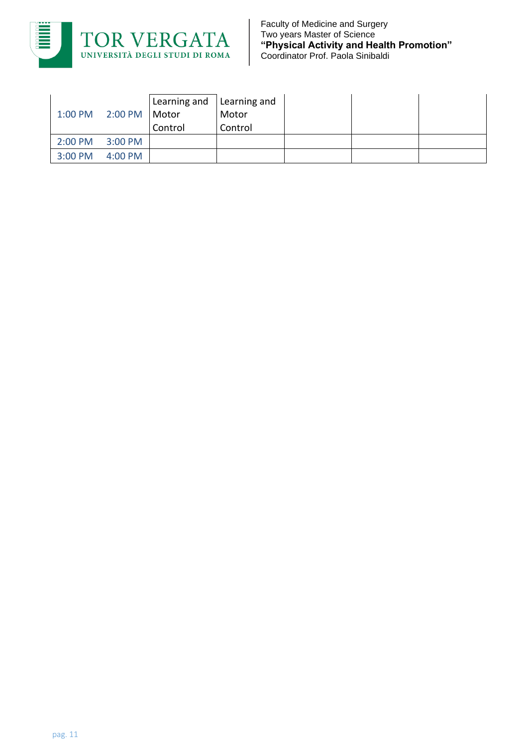| | | | | | | |
|---|---|---|---|---|---|---|
| 1:00 PM | 2:00 PM | Learning and Motor Control | Learning and Motor Control | | | |
| 2:00 PM | 3:00 PM | | | | | |
| 3:00 PM | 4:00 PM | | | | | |